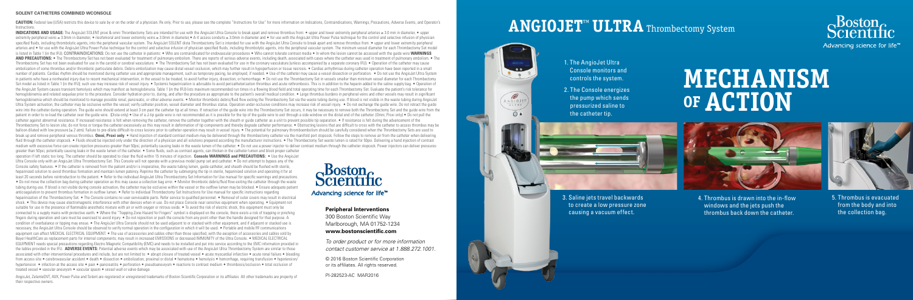**SOLENT CATHETERS COMBINED WCONSOLE**

**CAUTION:** Federal law (USA) restricts this device to sale by or on the order of a physician. Rx only. Prior to use, please see the complete "Instructions for Use" for more information on Indications, Contraindications, Warnings, Precautions, Adverse Events, and Operator's Instructions.

**INDICATIONS AND USAGE:** The AngioJet SOLENT proxi & omni Thrombectomy Sets are intended for use with the AngioJet Ultra Console to break apart and remove thrombus from: • upper and lower extremity peripheral arteries ≥ 3.0 mm in diameter, • upper extremity peripheral veins ≥ 3.0mm in diameter, • ileofemoral and lower extremity veins ≥ 3.0mm in diameter, • A-V access conduits ≥ 3.0mm in diameter and • for use with the AngioJet Ultra Power Pulse technique for the control and selective infusion of physician specified fluids, including thrombolytic agents, into the peripheral vascular system. The AngioJet SOLENT dista Thrombectomy Set is intended for use with the AngioJet Ultra Console to break apart and remove thrombus from: • upper and lower extremity peripheral arteries and • for use with the AngioJet Ultra Power Pulse technique for the control and selective infusion of physician specified fluids, including thrombolytic agents, into the peripheral vascular system. The minimum vessel diameter for each Thrombectomy Set model is listed in Table 1 (in the IFU). CONTRAINDICATIONS: Do not use the catheter in patients: • Who are contraindicated for endovascular procedures • Who cannot tolerate contrast media • In whom the lesion cannot be accessed with the guide wire **WARNINGS AND PRECAUTIONS:** • The Thrombectomy Set has not been evaluated for treatment of pulmonary embolism. There are reports of serious adverse events, including death, associated with cases where the catheter was used in treatment of pulmonary embolism. • The Thrombectomy Set has not been evaluated for use in the carotid or cerebral vasculature. • The Thrombectomy Set has not been evaluated for use in the coronary vasculature (unless accompanied by a separate coronary IFU). • Operation of the catheter may cause embolization of some thrombus and/or thrombotic particulate debris. Debris embolization may cause distal vessel occlusion, which may further result in hypoperfusion or tissue necrosis. • Cardiac arrhythmias during catheter operation have been reported in a small number of patients. Cardiac rhythm should be monitored during catheter use and appropriate management, such as temporary pacing, be employed, if needed. • Use of the catheter may cause a vessel dissection or perforation. • Do not use the AngioJet Ultra System in patients who have a nonhealed injury due to recent mechanical intervention, in the vessel to be treated, to avoid further injury, dissection, or hemorrhage. • Do not use the Thrombectomy Set in vessels smaller than minimum vessel diameter for each Thrombectomy Set model as listed in Table 1 (in the IFU); such use may increase risk of vessel injury. • Systemic heparinization is advisable to avoid pericatheterization thrombus and acute rethrombosis. This is in addition to the heparin added to the saline supply bag. • Operation of the AngioJet System causes transient hemolysis which may manifest as hemoglobinuria. Table 1 (in the IFU) lists maximum recommended run times in a flowing blood field and total operating time for each Thrombectomy Set. Evaluate the patient's risk tolerance for hemoglobinemia and related sequelae prior to the procedure. Consider hydration prior to, during, and after the procedure as appropriate to the patient's overall medical condition. • Large thrombus burdens in peripheral veins and other vessels may result in significant hemoglobinemia which should be monitored to manage possible renal, pancreatic, or other adverse events. • Monitor thrombotic debris/fluid flow exiting the Thrombectomy Set via the waste tubing during use. If blood is not visible in the waste tubing during AngioJet Ultra System activation, the catheter may be occlusive within the vessel, verify catheter position, vessel diameter and thrombus status. Operation under occlusive conditions may increase risk of vessel injury. • Do not exchange the guide wire. Do not retract the guide wire into the catheter during operation. The guide wire should extend at least 3 cm past the catheter tip at all times. If retraction of the guide wire into the Thrombectomy Set occurs, it may be necessary to remove both the Thrombectomy Set and the guide wire from the patient in order to re-load the catheter over the guide wire. (Dista only) • Use of a J-tip guide wire is not recommended as it is possible for the tip of the guide wire to exit through a side window on the distal end of the catheter. (Omni, Proxi only) • Do not pull the catheter against abnormal resistance. If increased resistance is felt when removing the catheter, remove the catheter together with the sheath or guide catheter as a unit to prevent possible tip separation. • If resistance is felt during the advancement of the Thrombectomy Set to lesion site, do not force or torque the catheter excessively as this may result in deformation of tip components and thereby degrade catheter performance. • Obstructing lesions that are difficult to cross with the catheter to access thrombus may be balloon dilated with low pressure (≤ 2 atm). Failure to pre-dilate difficult-to-cross lesions prior to catheter operation may result in vessel injury. • The potential for pulmonary thromboembolism should be carefully considered when the Thrombectomy Sets are used to break up and remove peripheral venous thrombus. **Omni, Proxi only:** • Hand injection of standard contrast medium may be delivered through the thrombectomy catheter via the manifold port stopcock. Follow the steps to remove air from the catheter when delivering fluid through the catheter stopcock. • Fluids should be injected only under the direction of a physician and all solutions prepared according the manufacturer instructions. • The Thrombectomy Set waste lumen is rated for 50psi. Delivering a hand injection of contrast medium with excessive force can create injection pressures greater than 50psi, potentially causing leaks in the waste lumen of the catheter. • Do not use a power injector to deliver contrast medium through the catheter stopcock. Power injectors can deliver pressures greater than 50psi, potentially causing leaks in the waste lumen of the catheter. • Some fluids, such as contrast agents, can thicken in the catheter lumen and block proper catheter operation if left static too long. The catheter should be operated to clear the fluid within 15 minutes of injection. **Console WARNINGS and PRECAUTIONS:** • Use the AngioJet Ultra Console only with an AngioJet Ultra Thrombectomy Set. This Console will not operate with a previous model pump set and catheter. • Do not attempt to bypass any of the Console safety features. • If the catheter is removed from the patient and/or is inoperative, the waste tubing lumen, guide catheter, and sheath should be flushed with sterile, heparinized solution to avoid thrombus formation and maintain lumen patency. Reprime the catheter by submerging the tip in sterile, heparinized solution and operating it for at least 20 seconds before reintroduction to the patient. • Refer to the individual AngioJet Ultra Thrombectomy Set Information for Use manual for specific warnings and precautions. • Do not move the collection bag during catheter operation as this may cause a collection bag error. • Monitor thrombotic debris/fluid flow exiting the catheter through the waste tubing during use. If blood is not visible during console activation, the catheter may be occlusive within the vessel or the outflow lumen may be blocked. • Ensure adequate patient anticoagulation to prevent thrombus formation in outflow lumen. • Refer to individual Thrombectomy Set Instructions for Use manual for specific instructions regarding heparinization of the Thrombectomy Set. • The Console contains no user-serviceable parts. Refer service to qualified personnel. • Removal of outer covers may result in electrical shock. • This device may cause electromagnetic interference with other devices when in use. Do not place Console near sensitive equipment when operating. • Equipment not suitable for use in the presence of flammable anesthetic mixture with air or with oxygen or nitrous oxide. • To avoid the risk of electric shock, this equipment must only be connected to a supply mains with protective earth. • Where the "Trapping Zone Hazard for Fingers" symbol is displayed on the console, there exists a risk of trapping or pinching fingers during operation and care must be exercised to avoid injury. • Do not reposition or push the console from any point other than the handle designed for that purpose. A condition of overbalance or tipping may ensue. • The AngioJet Ultra Console should not be used adjacent to or stacked with other equipment, and if adjacent or stacked use is necessary, the AngioJet Ultra Console should be observed to verify normal operation in the configuration in which it will be used. • Portable and mobile RF communications equipment can affect MEDICAL ELECTRICAL EQUIPMENT. • The use of accessories and cables other than those specified, with the exception of accessories and cables sold by Bayer HealthCare as replacement parts for internal components, may result in increased EMISSIONS or decreased IMMUNITY of the Ultra Console. • MEDICAL ELECTRICAL EQUIPMENT needs special precautions regarding Electro-Magnetic Compatibility (EMC) and needs to be installed and put into service according to the EMC information provided in the tables provided in the IFU. **ADVERSE EVENTS:** Potential adverse events which may be associated with use of the AngioJet Ultra Thrombectomy System are similar to those associated with other interventional procedures and include, but are not limited to: • abrupt closure of treated vessel • acute myocardial infarction • acute renal failure • bleeding from access site • cerebrovascular accident • death • dissection • embolization, proximal or distal • hematoma • hemolysis • hemorrhage, requiring transfusion • hypotension/hypertension • infection at the access site • pain • pancreatitis • perforation • pseudoaneurysm • reactions to contrast medium • thrombosis/occlusion • total occlusion of treated vessel • vascular aneurysm • vascular spasm • vessel wall or valve damage.

AngioJet, ZelanteDVT, AVX, Power Pulse and Solent are registered or unregistered trademarks of Boston Scientific Corporation or its affiliates. All other trademarks are property of their respective owners.

Boston Scientific
Advancing science for life™

**Peripheral Interventions**
300 Boston Scientific Way
Marlborough, MA 01752-1234
**www.bostonscientific.com**

*To order product or for more information contact customer service at 1.888.272.1001.*

© 2016 Boston Scientific Corporation or its affiliates. All rights reserved.

PI-282523-AC MAR2016

# ANGIOJET™ ULTRA Thrombectomy System

Boston Scientific
Advancing science for life™

# MECHANISM OF ACTION

1. The AngioJet Ultra Console monitors and controls the system.
2. The Console energizes the pump which sends pressurized saline to the catheter tip.
3. Saline jets travel backwards to create a low pressure zone causing a vacuum effect.
4. Thrombus is drawn into the in-flow windows and the jets push the thrombus back down the catheter.
5. Thrombus is evacuated from the body and into the collection bag.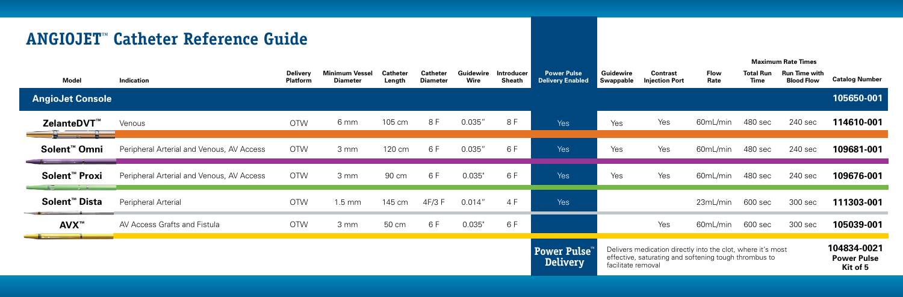# ANGIOJET™ Catheter Reference Guide

| Model | Indication | Delivery Platform | Minimum Vessel Diameter | Catheter Length | Catheter Diameter | Guidewire Wire | Introducer Sheath | Power Pulse Delivery Enabled | Guidewire Swappable | Contrast Injection Port | Flow Rate | Maximum Rate Times: Total Run Time | Maximum Rate Times: Run Time with Blood Flow | Catalog Number |
|---|---|---|---|---|---|---|---|---|---|---|---|---|---|---|
| **AngioJet Console** | | | | | | | | | | | | | | **105650-001** |
| **ZelanteDVT™** | Venous | OTW | 6 mm | 105 cm | 8 F | 0.035″ | 8 F | Yes | Yes | Yes | 60mL/min | 480 sec | 240 sec | **114610-001** |
| **Solent™ Omni** | Peripheral Arterial and Venous, AV Access | OTW | 3 mm | 120 cm | 6 F | 0.035″ | 6 F | Yes | Yes | Yes | 60mL/min | 480 sec | 240 sec | **109681-001** |
| **Solent™ Proxi** | Peripheral Arterial and Venous, AV Access | OTW | 3 mm | 90 cm | 6 F | 0.035" | 6 F | Yes | Yes | Yes | 60mL/min | 480 sec | 240 sec | **109676-001** |
| **Solent™ Dista** | Peripheral Arterial | OTW | 1.5 mm | 145 cm | 4F/3 F | 0.014″ | 4 F | Yes | | | 23mL/min | 600 sec | 300 sec | **111303-001** |
| **AVX™** | AV Access Grafts and Fistula | OTW | 3 mm | 50 cm | 6 F | 0.035" | 6 F | | | Yes | 60mL/min | 600 sec | 300 sec | **105039-001** |

**Power Pulse™ Delivery** — Delivers medication directly into the clot, where it's most effective, saturating and softening tough thrombus to facilitate removal — **104834-0021 Power Pulse Kit of 5**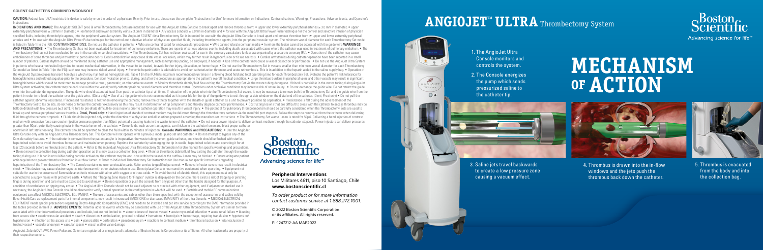**SOLENT CATHETERS COMBINED WCONSOLE**

**CAUTION:** Federal law (USA) restricts this device to sale by or on the order of a physician. Rx only. Prior to use, please see the complete "Instructions for Use" for more information on Indications, Contraindications, Warnings, Precautions, Adverse Events, and Operator's Instructions.

**INDICATIONS AND USAGE:** The AngioJet SOLENT proxi & omni Thrombectomy Sets are intended for use with the AngioJet Ultra Console to break apart and remove thrombus from: • upper and lower extremity peripheral arteries ≥ 3.0 mm in diameter, • upper extremity peripheral veins ≥ 3.0mm in diameter, • ileofemoral and lower extremity veins ≥ 3.0mm in diameter, • A-V access conduits ≥ 3.0mm in diameter and • for use with the AngioJet Ultra Power pulse technique for the control and selective infusion of physician specified fluids, including thrombolytic agents, into the peripheral vascular system. The AngioJet SOLENT distal Thrombectomy Set is intended for use with the AngioJet Ultra Console to break apart and remove thrombus from: • upper and lower extremity peripheral arteries and • for use with the AngioJet Ultra Power Pulse technique for the control and selective infusion of physician specified fluids, including thrombolytic agents, into the peripheral vascular system. The minimum vessel diameter for each Thrombectomy Set model is listed in Table 1 (in the IFU). **CONTRAINDICATIONS:** Do not use the catheter in patients: • Who are contraindicated for endovascular procedures • Who cannot tolerate contrast media • In whom the lesion cannot be accessed with the guide wire **WARNINGS AND PRECAUTIONS:** • The Thrombectomy Set has not been evaluated for treatment of pulmonary embolism. There are reports of serious adverse events, including death, associated with cases where the catheter was used in treatment of pulmonary embolism. • The Thrombectomy Set has not been evaluated for use in the carotid or cerebral vasculature. • The Thrombectomy Set has not been evaluated for use in the coronary vasculature (unless accompanied by a separate coronary IFU). • Operation of the catheter may cause embolization of some thrombus and/or thrombotic particulate debris. Debris embolization may cause distal vessel occlusion, which may further result in hypoperfusion or tissue necrosis. • Cardiac arrhythmias during catheter operation have been reported in a small number of patients. Cardiac rhythm should be monitored during catheter use and appropriate management, such as temporary pacing, be employed, if needed. • Use of the catheter may cause a vessel dissection or perforation. • Do not use the AngioJet Ultra System in patients who have a nonhealed injury due to recent mechanical intervention, in the vessel to be treated, to avoid further injury, dissection, or hemorrhage. • Do not use the Thrombectomy Set in vessels smaller than minimum vessel diameter for each Thrombectomy Set model as listed in Table 1 (in the IFU); such use may increase risk of vessel injury. • Systemic heparinization is advisable to avoid pericatheterization thrombus and acute rethrombosis. This is in addition to the heparin added to the saline supply bag. • Operation of the AngioJet System causes transient hemolysis which may manifest as hemoglobinuria. Table 1 (in the IFU) lists maximum recommended run times in a flowing blood field and total operating time for each Thrombectomy Set. Evaluate the patient's risk tolerance for hemoglobinemia and related sequelae prior to the procedure. Consider hydration prior to, during, and after the procedure as appropriate to the patient's overall medical condition. • Large thrombus burdens in peripheral veins and other vessels may result in significant hemoglobinemia which should be monitored to manage possible renal, pancreatic, or other adverse events. • Monitor thrombotic debris/fluid flow exiting the Thrombectomy Set via the waste tubing during use. If blood is not visible in the waste tubing during AngioJet Ultra System activation, the catheter may be occlusive within the vessel, verify catheter position, vessel diameter and thrombus status. Operation under occlusive conditions may increase risk of vessel injury. • Do not exchange the guide wire. Do not retract the guide wire into the catheter during operation. The guide wire should extend at least 3 cm past the catheter tip at all times. If retraction of the guide wire into the Thrombectomy Set occurs, it may be necessary to remove both the Thrombectomy Set and the guide wire from the patient in order to re-load the catheter over the guide wire. (Distal only) • Use of a J-tip guide wire is not recommended as it is possible for the tip of the guide wire to exit through a side window on the distal end of the catheter. (Omni, Proxi only) • Do not pull the catheter against abnormal resistance. If increased resistance is felt when removing the catheter, remove the catheter together with the sheath or guide catheter as a unit to prevent possible tip separation. • If resistance is felt during the advancement of the Thrombectomy Set to lesion site, do not force or torque the catheter excessively as this may result in deformation of tip components and thereby degrade catheter performance. • Obstructing lesions that are difficult to cross with the catheter to access thrombus may be balloon dilated with low pressure (≤ 2 atm). Failure to pre-dilate difficult-to-cross lesions prior to catheter operation may result in vessel injury. • The potential for pulmonary thromboembolism should be carefully considered when the Thrombectomy Sets are used to break up and remove peripheral venous thrombus. **Omni, Proxi only:** • Hand injection of standard contrast medium may be delivered through the thrombectomy catheter via the manifold port stopcock. Follow the steps to remove air from the catheter when delivering fluid through the catheter stopcock. • Fluids should be injected only under the direction of a physician and all solutions prepared according the manufacturer instructions. • The Thrombectomy Set waste lumen is rated for 50psi. Delivering a hand injection of contrast medium with excessive force can create injection pressures greater than 50psi, potentially causing leaks in the waste lumen of the catheter. • Do not use a power injector to deliver contrast medium through the catheter stopcock. Power injectors can deliver pressures greater than 50psi, potentially causing leaks in the waste lumen of the catheter. • Some fluids, such as contrast agents, can thicken in the catheter lumen and block proper catheter operation if left static too long. The catheter should be operated to clear the fluid within 15 minutes of injection. **Console WARNINGS and PRECAUTIONS:** • Use the AngioJet Ultra Console only with an AngioJet Ultra Thrombectomy Set. This Console will not operate with a previous model pump set and catheter. • Do not attempt to bypass any of the Console safety features. • If the catheter is removed from the patient and/or is inoperative, the waste tubing lumen, guide catheter, and sheath should be flushed with sterile, heparinized solution to avoid thrombus formation and maintain lumen patency. Reprime the catheter by submerging the tip in sterile, heparinized solution and operating it for at least 20 seconds before reintroduction to the patient. • Refer to the individual AngioJet Ultra Thrombectomy Set Information for Use manual for specific warnings and precautions. • Do not move the collection bag during catheter operation as this may cause a collection bag error. • Monitor thrombotic debris/fluid flow exiting the catheter through the waste tubing during use. If blood is not visible during console activation, the catheter may be occlusive within the vessel or the outflow lumen may be blocked. • Ensure adequate patient anticoagulation to prevent thrombus formation in outflow lumen. • Refer to individual Thrombectomy Set Instructions for Use manual for specific instructions regarding heparinization of the Thrombectomy Set. • The Console contains no user-serviceable parts. Refer service to qualified personnel. • Removal of outer covers may result in electrical shock. • This device may cause electromagnetic interference with other devices when in use. Do not place Console near sensitive equipment when operating. • Equipment not suitable for use in the presence of flammable anesthetic mixture with air or with oxygen or nitrous oxide. • To avoid the risk of electric shock, this equipment must only be connected to a supply mains with protective earth. • Where the "Trapping Zone Hazard for Fingers" symbol is displayed on the console, there exists a risk of trapping or pinching fingers during operation and care must be exercised to avoid injury. • Do not reposition or push the console from any point other than the handle designed for that purpose. A condition of overbalance or tipping may ensue. • The AngioJet Ultra Console should not be used adjacent to or stacked with other equipment, and if adjacent or stacked use is necessary, the AngioJet Ultra Console should be observed to verify normal operation in the configuration in which it will be used. • Portable and mobile RF communications equipment can affect MEDICAL ELECTRICAL EQUIPMENT. • The use of accessories and cables other than those specified, with the exception of accessories and cables sold by Bayer HealthCare as replacement parts for internal components, may result in increased EMISSIONS or decreased IMMUNITY of the Ultra Console. • MEDICAL ELECTRICAL EQUIPMENT needs special precautions regarding Electro-Magnetic Compatibility (EMC) and needs to be installed and put into service according to the EMC information provided in the tables provided in the IFU. **ADVERSE EVENTS:** Potential adverse events which may be associated with use of the AngioJet Ultra Thrombectomy System are similar to those associated with other interventional procedures and include, but are not limited to: • abrupt closure of treated vessel • acute myocardial infarction • acute renal failure • bleeding from access site • cerebrovascular accident • death • dissection • embolization, proximal or distal • hematoma • hemolysis • hemorrhage, requiring transfusion • hypotension/hypertension • infection at the access site • pain • pancreatitis • perforation • pseudoaneurysm • reactions to contrast medium • thrombosis/occlusion • total occlusion of treated vessel • vascular aneurysm • vascular spasm • vessel wall or valve damage.

AngioJet, ZelanteDVT, AVX, Power Pulse and Solent are registered or unregistered trademarks of Boston Scientific Corporation or its affiliates. All other trademarks are property of their respective owners.

Boston Scientific
Advancing science for life™

**Peripheral Interventions**
Los Militares 4611, piso 10 Santiago, Chile
**www.bostonscientific.cl**

*To order product or for more information contact customer service at 1.888.272.1001.*

© 2022 Boston Scientific Corporation or its affiliates. All rights reserved.

PI-1247212-AA MAR2022

# ANGIOJET™ ULTRA Thrombectomy System

Boston Scientific
Advancing science for life™

# MECHANISM OF ACTION

1. The AngioJet Ultra Console monitors and controls the system.
2. The Console energizes the pump which sends pressurized saline to the catheter tip.
3. Saline jets travel backwards to create a low pressure zone causing a vacuum effect.
4. Thrombus is drawn into the in-flow windows and the jets push the thrombus back down the catheter.
5. Thrombus is evacuated from the body and into the collection bag.